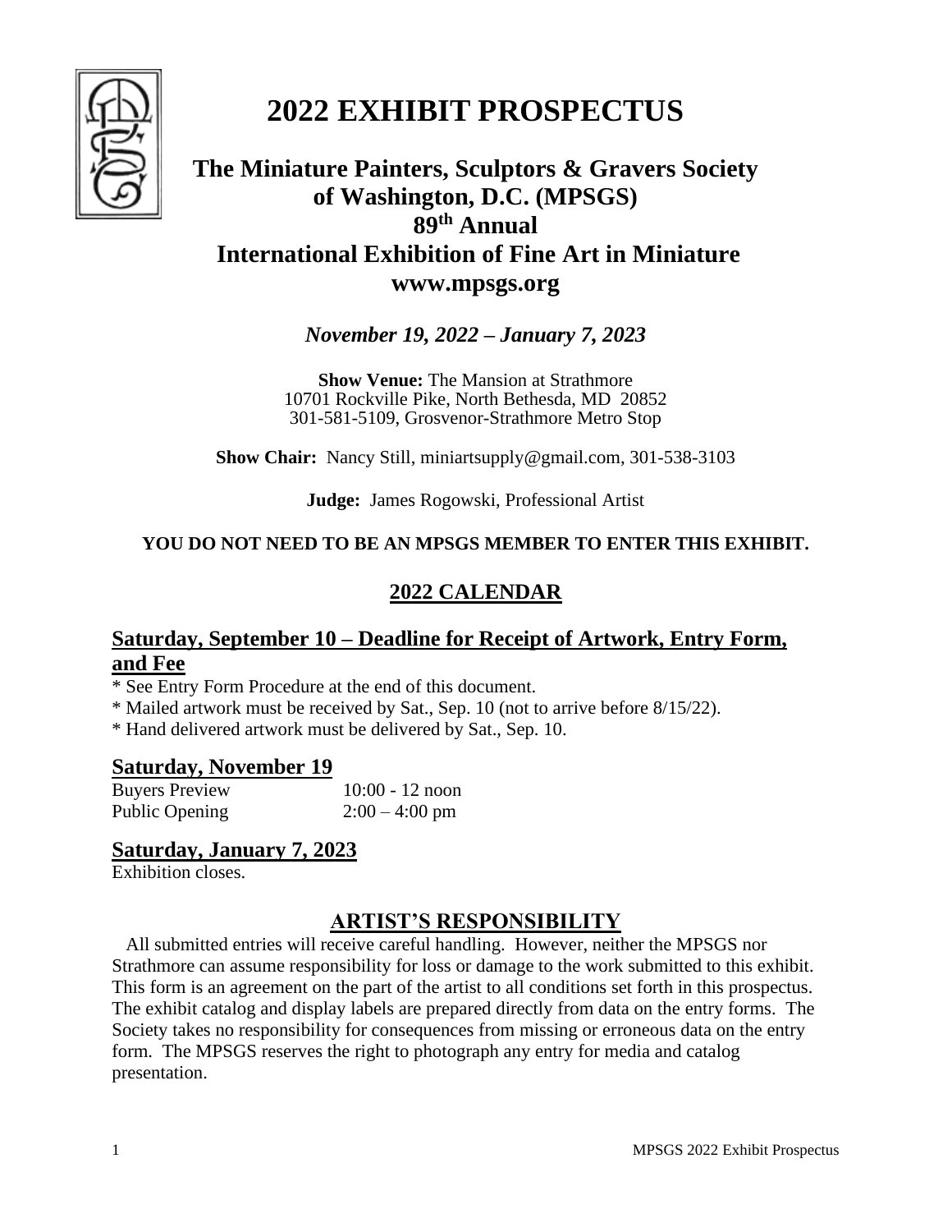# 2022 EXHIBIT PROSPECTUS

## The Miniature Painters, Sculptors & Gravers Society of Washington, D.C. (MPSGS) 89th Annual International Exhibition of Fine Art in Miniature www.mpsgs.org

***November 19, 2022 – January 7, 2023***

**Show Venue:** The Mansion at Strathmore
10701 Rockville Pike, North Bethesda, MD 20852
301-581-5109, Grosvenor-Strathmore Metro Stop

**Show Chair:** Nancy Still, miniartsupply@gmail.com, 301-538-3103

**Judge:** James Rogowski, Professional Artist

**YOU DO NOT NEED TO BE AN MPSGS MEMBER TO ENTER THIS EXHIBIT.**

## 2022 CALENDAR

### Saturday, September 10 – Deadline for Receipt of Artwork, Entry Form, and Fee

* See Entry Form Procedure at the end of this document.
* Mailed artwork must be received by Sat., Sep. 10 (not to arrive before 8/15/22).
* Hand delivered artwork must be delivered by Sat., Sep. 10.

### Saturday, November 19

| | |
|---|---|
| Buyers Preview | 10:00 - 12 noon |
| Public Opening | 2:00 – 4:00 pm |

### Saturday, January 7, 2023

Exhibition closes.

## ARTIST'S RESPONSIBILITY

All submitted entries will receive careful handling. However, neither the MPSGS nor Strathmore can assume responsibility for loss or damage to the work submitted to this exhibit. This form is an agreement on the part of the artist to all conditions set forth in this prospectus. The exhibit catalog and display labels are prepared directly from data on the entry forms. The Society takes no responsibility for consequences from missing or erroneous data on the entry form. The MPSGS reserves the right to photograph any entry for media and catalog presentation.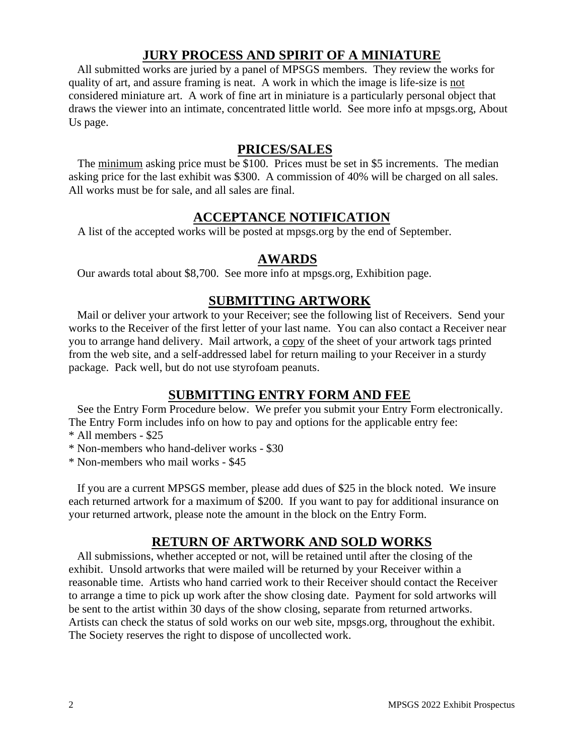## JURY PROCESS AND SPIRIT OF A MINIATURE

All submitted works are juried by a panel of MPSGS members. They review the works for quality of art, and assure framing is neat. A work in which the image is life-size is not considered miniature art. A work of fine art in miniature is a particularly personal object that draws the viewer into an intimate, concentrated little world. See more info at mpsgs.org, About Us page.

## PRICES/SALES

The minimum asking price must be $100. Prices must be set in $5 increments. The median asking price for the last exhibit was $300. A commission of 40% will be charged on all sales. All works must be for sale, and all sales are final.

## ACCEPTANCE NOTIFICATION

A list of the accepted works will be posted at mpsgs.org by the end of September.

## AWARDS

Our awards total about $8,700. See more info at mpsgs.org, Exhibition page.

## SUBMITTING ARTWORK

Mail or deliver your artwork to your Receiver; see the following list of Receivers. Send your works to the Receiver of the first letter of your last name. You can also contact a Receiver near you to arrange hand delivery. Mail artwork, a copy of the sheet of your artwork tags printed from the web site, and a self-addressed label for return mailing to your Receiver in a sturdy package. Pack well, but do not use styrofoam peanuts.

## SUBMITTING ENTRY FORM AND FEE

See the Entry Form Procedure below. We prefer you submit your Entry Form electronically. The Entry Form includes info on how to pay and options for the applicable entry fee:

* All members - $25
* Non-members who hand-deliver works - $30
* Non-members who mail works - $45

If you are a current MPSGS member, please add dues of $25 in the block noted. We insure each returned artwork for a maximum of $200. If you want to pay for additional insurance on your returned artwork, please note the amount in the block on the Entry Form.

## RETURN OF ARTWORK AND SOLD WORKS

All submissions, whether accepted or not, will be retained until after the closing of the exhibit. Unsold artworks that were mailed will be returned by your Receiver within a reasonable time. Artists who hand carried work to their Receiver should contact the Receiver to arrange a time to pick up work after the show closing date. Payment for sold artworks will be sent to the artist within 30 days of the show closing, separate from returned artworks. Artists can check the status of sold works on our web site, mpsgs.org, throughout the exhibit. The Society reserves the right to dispose of uncollected work.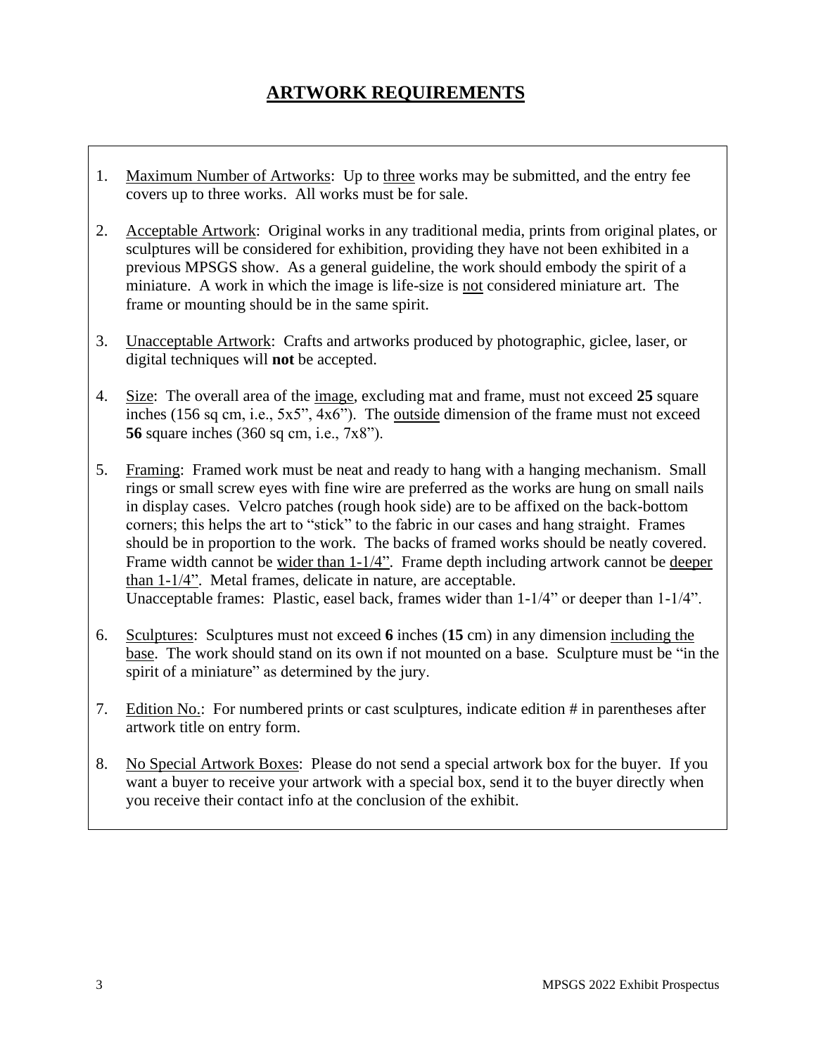# ARTWORK REQUIREMENTS

1. Maximum Number of Artworks: Up to three works may be submitted, and the entry fee covers up to three works. All works must be for sale.

2. Acceptable Artwork: Original works in any traditional media, prints from original plates, or sculptures will be considered for exhibition, providing they have not been exhibited in a previous MPSGS show. As a general guideline, the work should embody the spirit of a miniature. A work in which the image is life-size is not considered miniature art. The frame or mounting should be in the same spirit.

3. Unacceptable Artwork: Crafts and artworks produced by photographic, giclee, laser, or digital techniques will **not** be accepted.

4. Size: The overall area of the image, excluding mat and frame, must not exceed **25** square inches (156 sq cm, i.e., 5x5", 4x6"). The outside dimension of the frame must not exceed **56** square inches (360 sq cm, i.e., 7x8").

5. Framing: Framed work must be neat and ready to hang with a hanging mechanism. Small rings or small screw eyes with fine wire are preferred as the works are hung on small nails in display cases. Velcro patches (rough hook side) are to be affixed on the back-bottom corners; this helps the art to "stick" to the fabric in our cases and hang straight. Frames should be in proportion to the work. The backs of framed works should be neatly covered. Frame width cannot be wider than 1-1/4". Frame depth including artwork cannot be deeper than 1-1/4". Metal frames, delicate in nature, are acceptable.
   Unacceptable frames: Plastic, easel back, frames wider than 1-1/4" or deeper than 1-1/4".

6. Sculptures: Sculptures must not exceed **6** inches (**15** cm) in any dimension including the base. The work should stand on its own if not mounted on a base. Sculpture must be "in the spirit of a miniature" as determined by the jury.

7. Edition No.: For numbered prints or cast sculptures, indicate edition # in parentheses after artwork title on entry form.

8. No Special Artwork Boxes: Please do not send a special artwork box for the buyer. If you want a buyer to receive your artwork with a special box, send it to the buyer directly when you receive their contact info at the conclusion of the exhibit.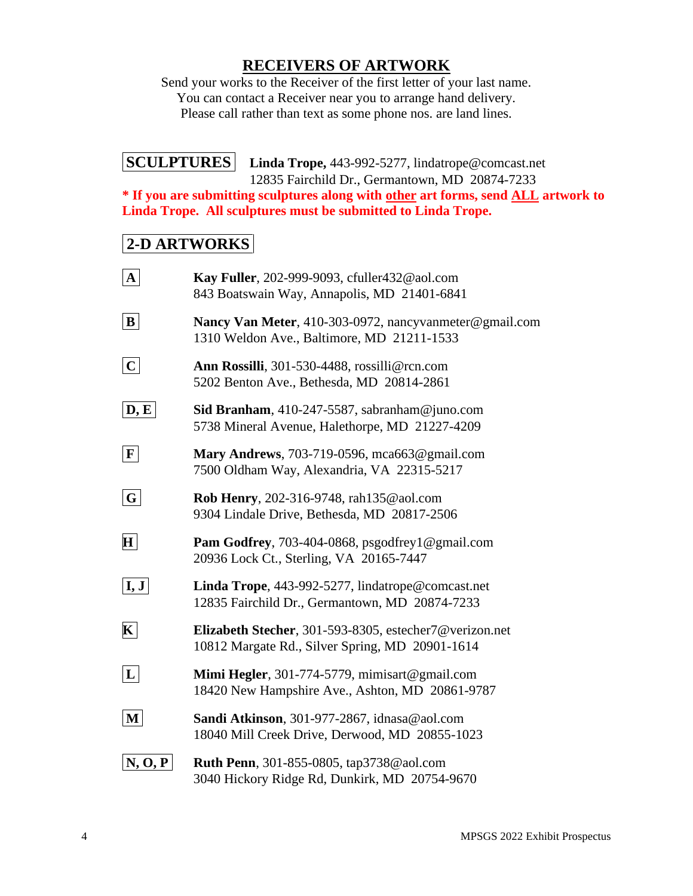# RECEIVERS OF ARTWORK

Send your works to the Receiver of the first letter of your last name.
You can contact a Receiver near you to arrange hand delivery.
Please call rather than text as some phone nos. are land lines.

## SCULPTURES

**Linda Trope,** 443-992-5277, lindatrope@comcast.net
12835 Fairchild Dr., Germantown, MD 20874-7233

*** If you are submitting sculptures along with other art forms, send ALL artwork to Linda Trope. All sculptures must be submitted to Linda Trope.**

## 2-D ARTWORKS

**A** — **Kay Fuller**, 202-999-9093, cfuller432@aol.com
843 Boatswain Way, Annapolis, MD 21401-6841

**B** — **Nancy Van Meter**, 410-303-0972, nancyvanmeter@gmail.com
1310 Weldon Ave., Baltimore, MD 21211-1533

**C** — **Ann Rossilli**, 301-530-4488, rossilli@rcn.com
5202 Benton Ave., Bethesda, MD 20814-2861

**D, E** — **Sid Branham**, 410-247-5587, sabranham@juno.com
5738 Mineral Avenue, Halethorpe, MD 21227-4209

**F** — **Mary Andrews**, 703-719-0596, mca663@gmail.com
7500 Oldham Way, Alexandria, VA 22315-5217

**G** — **Rob Henry**, 202-316-9748, rah135@aol.com
9304 Lindale Drive, Bethesda, MD 20817-2506

**H** — **Pam Godfrey**, 703-404-0868, psgodfrey1@gmail.com
20936 Lock Ct., Sterling, VA 20165-7447

**I, J** — **Linda Trope**, 443-992-5277, lindatrope@comcast.net
12835 Fairchild Dr., Germantown, MD 20874-7233

**K** — **Elizabeth Stecher**, 301-593-8305, estecher7@verizon.net
10812 Margate Rd., Silver Spring, MD 20901-1614

**L** — **Mimi Hegler**, 301-774-5779, mimisart@gmail.com
18420 New Hampshire Ave., Ashton, MD 20861-9787

**M** — **Sandi Atkinson**, 301-977-2867, idnasa@aol.com
18040 Mill Creek Drive, Derwood, MD 20855-1023

**N, O, P** — **Ruth Penn**, 301-855-0805, tap3738@aol.com
3040 Hickory Ridge Rd, Dunkirk, MD 20754-9670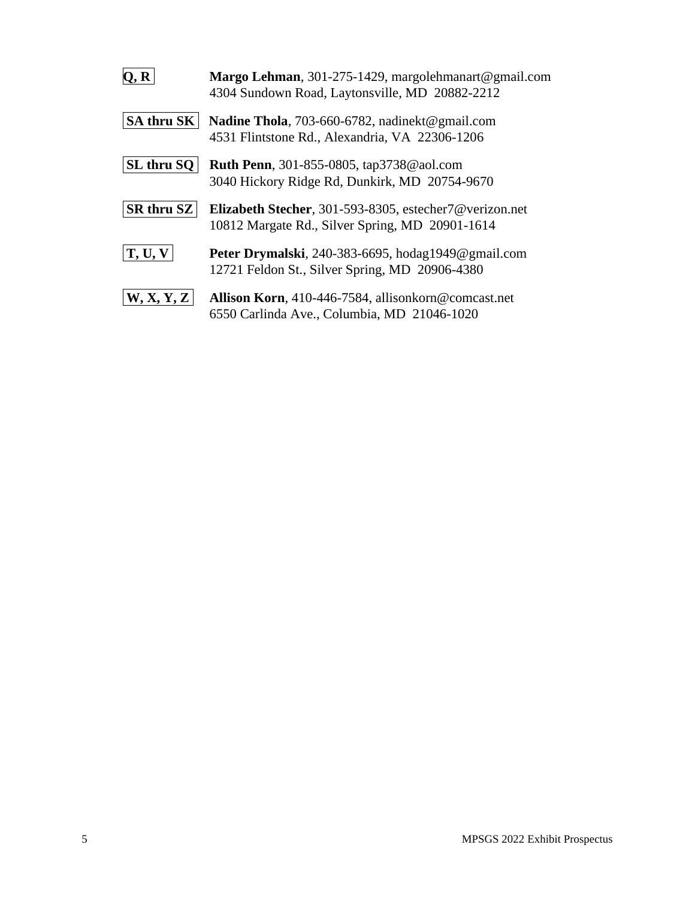**Q, R** — **Margo Lehman**, 301-275-1429, margolehmanart@gmail.com
4304 Sundown Road, Laytonsville, MD 20882-2212

**SA thru SK** — **Nadine Thola**, 703-660-6782, nadinekt@gmail.com
4531 Flintstone Rd., Alexandria, VA 22306-1206

**SL thru SQ** — **Ruth Penn**, 301-855-0805, tap3738@aol.com
3040 Hickory Ridge Rd, Dunkirk, MD 20754-9670

**SR thru SZ** — **Elizabeth Stecher**, 301-593-8305, estecher7@verizon.net
10812 Margate Rd., Silver Spring, MD 20901-1614

**T, U, V** — **Peter Drymalski**, 240-383-6695, hodag1949@gmail.com
12721 Feldon St., Silver Spring, MD 20906-4380

**W, X, Y, Z** — **Allison Korn**, 410-446-7584, allisonkorn@comcast.net
6550 Carlinda Ave., Columbia, MD 21046-1020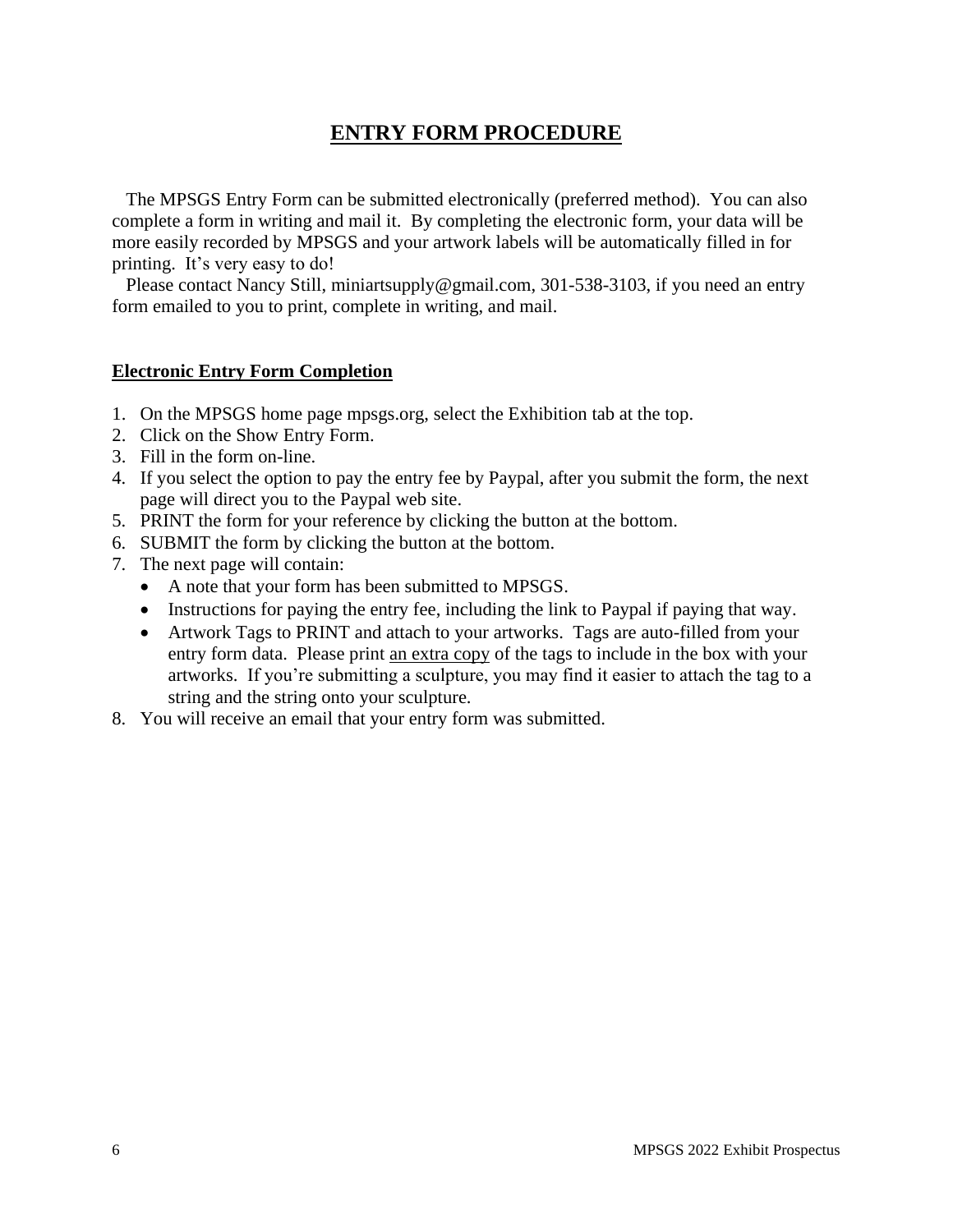# ENTRY FORM PROCEDURE

The MPSGS Entry Form can be submitted electronically (preferred method). You can also complete a form in writing and mail it. By completing the electronic form, your data will be more easily recorded by MPSGS and your artwork labels will be automatically filled in for printing. It's very easy to do!

Please contact Nancy Still, miniartsupply@gmail.com, 301-538-3103, if you need an entry form emailed to you to print, complete in writing, and mail.

## Electronic Entry Form Completion

1. On the MPSGS home page mpsgs.org, select the Exhibition tab at the top.
2. Click on the Show Entry Form.
3. Fill in the form on-line.
4. If you select the option to pay the entry fee by Paypal, after you submit the form, the next page will direct you to the Paypal web site.
5. PRINT the form for your reference by clicking the button at the bottom.
6. SUBMIT the form by clicking the button at the bottom.
7. The next page will contain:
   - A note that your form has been submitted to MPSGS.
   - Instructions for paying the entry fee, including the link to Paypal if paying that way.
   - Artwork Tags to PRINT and attach to your artworks. Tags are auto-filled from your entry form data. Please print an extra copy of the tags to include in the box with your artworks. If you're submitting a sculpture, you may find it easier to attach the tag to a string and the string onto your sculpture.
8. You will receive an email that your entry form was submitted.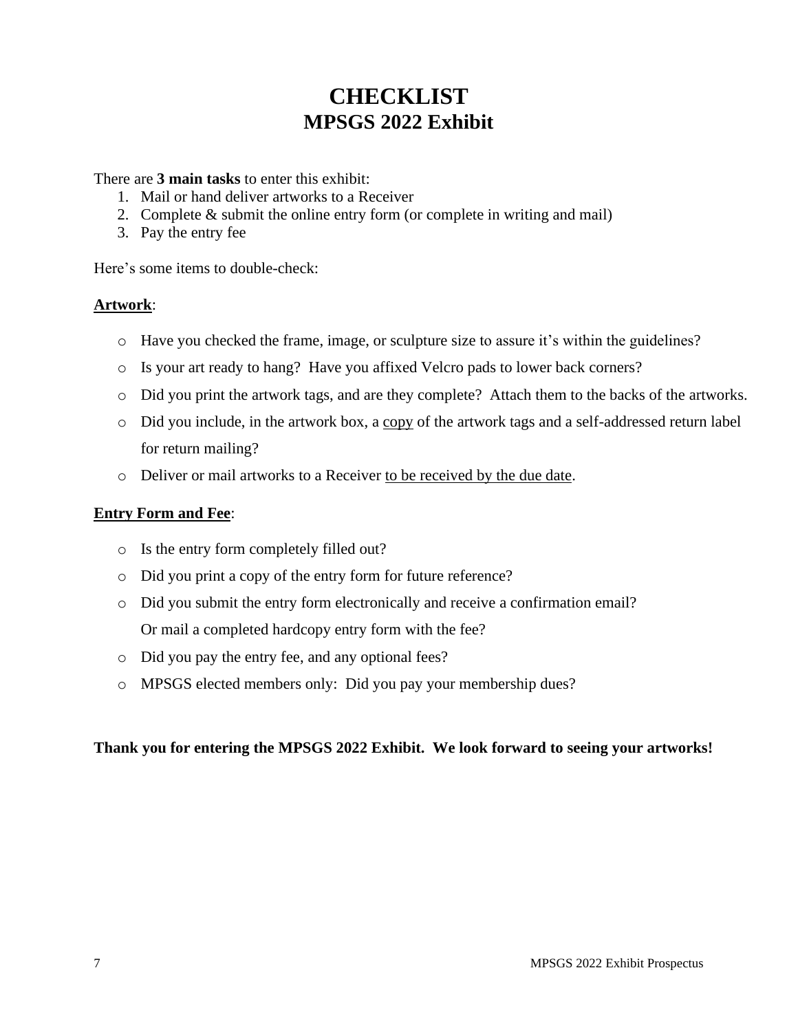# CHECKLIST

## MPSGS 2022 Exhibit

There are **3 main tasks** to enter this exhibit:

1. Mail or hand deliver artworks to a Receiver
2. Complete & submit the online entry form (or complete in writing and mail)
3. Pay the entry fee

Here's some items to double-check:

**Artwork**:

- Have you checked the frame, image, or sculpture size to assure it's within the guidelines?
- Is your art ready to hang? Have you affixed Velcro pads to lower back corners?
- Did you print the artwork tags, and are they complete? Attach them to the backs of the artworks.
- Did you include, in the artwork box, a copy of the artwork tags and a self-addressed return label for return mailing?
- Deliver or mail artworks to a Receiver to be received by the due date.

**Entry Form and Fee**:

- Is the entry form completely filled out?
- Did you print a copy of the entry form for future reference?
- Did you submit the entry form electronically and receive a confirmation email? Or mail a completed hardcopy entry form with the fee?
- Did you pay the entry fee, and any optional fees?
- MPSGS elected members only: Did you pay your membership dues?

**Thank you for entering the MPSGS 2022 Exhibit. We look forward to seeing your artworks!**